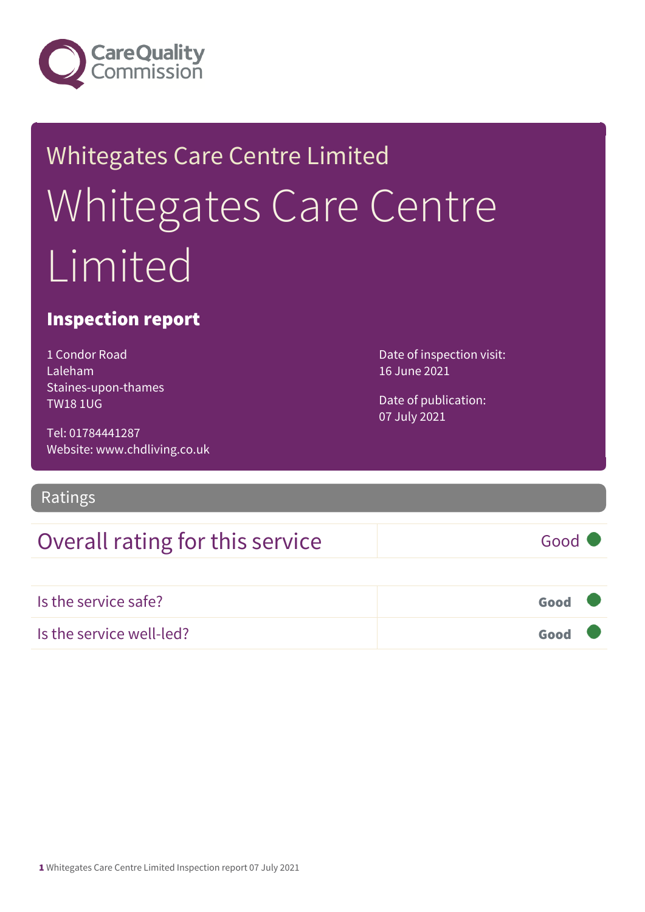Whitegates Care Centre Limited

# Whitegates Care Centre Limited

## Inspection report

1 Condor Road
Laleham
Staines-upon-thames
TW18 1UG

Tel: 01784441287
Website: www.chdliving.co.uk

Date of inspection visit:
16 June 2021

Date of publication:
07 July 2021

## Ratings

| Overall rating for this service | Good |
|---|---|

| Is the service safe? | Good |
|---|---|
| Is the service well-led? | Good |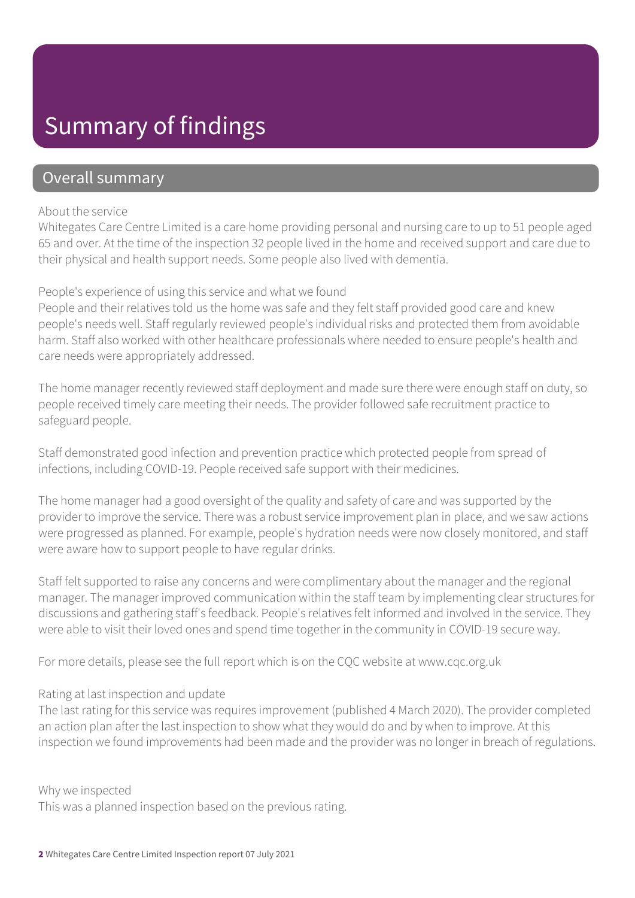# Summary of findings

## Overall summary

About the service

Whitegates Care Centre Limited is a care home providing personal and nursing care to up to 51 people aged 65 and over. At the time of the inspection 32 people lived in the home and received support and care due to their physical and health support needs. Some people also lived with dementia.

People's experience of using this service and what we found

People and their relatives told us the home was safe and they felt staff provided good care and knew people's needs well. Staff regularly reviewed people's individual risks and protected them from avoidable harm. Staff also worked with other healthcare professionals where needed to ensure people's health and care needs were appropriately addressed.

The home manager recently reviewed staff deployment and made sure there were enough staff on duty, so people received timely care meeting their needs. The provider followed safe recruitment practice to safeguard people.

Staff demonstrated good infection and prevention practice which protected people from spread of infections, including COVID-19. People received safe support with their medicines.

The home manager had a good oversight of the quality and safety of care and was supported by the provider to improve the service. There was a robust service improvement plan in place, and we saw actions were progressed as planned. For example, people's hydration needs were now closely monitored, and staff were aware how to support people to have regular drinks.

Staff felt supported to raise any concerns and were complimentary about the manager and the regional manager. The manager improved communication within the staff team by implementing clear structures for discussions and gathering staff's feedback. People's relatives felt informed and involved in the service. They were able to visit their loved ones and spend time together in the community in COVID-19 secure way.

For more details, please see the full report which is on the CQC website at www.cqc.org.uk

Rating at last inspection and update

The last rating for this service was requires improvement (published 4 March 2020). The provider completed an action plan after the last inspection to show what they would do and by when to improve. At this inspection we found improvements had been made and the provider was no longer in breach of regulations.

Why we inspected

This was a planned inspection based on the previous rating.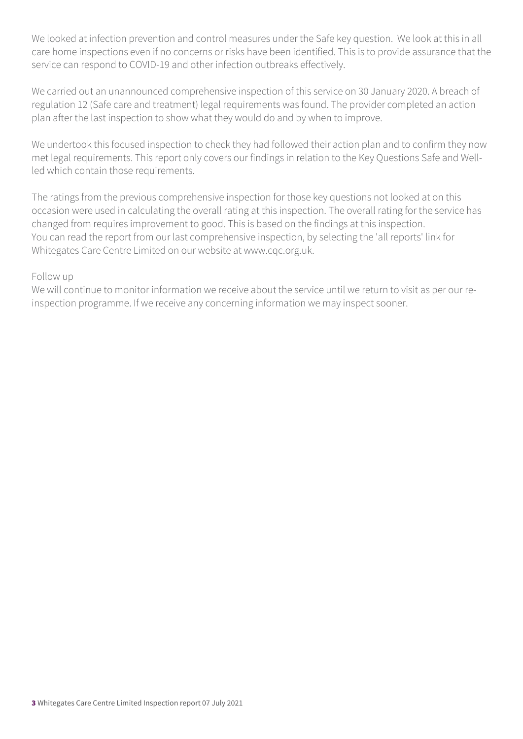We looked at infection prevention and control measures under the Safe key question. We look at this in all care home inspections even if no concerns or risks have been identified. This is to provide assurance that the service can respond to COVID-19 and other infection outbreaks effectively.

We carried out an unannounced comprehensive inspection of this service on 30 January 2020. A breach of regulation 12 (Safe care and treatment) legal requirements was found. The provider completed an action plan after the last inspection to show what they would do and by when to improve.

We undertook this focused inspection to check they had followed their action plan and to confirm they now met legal requirements. This report only covers our findings in relation to the Key Questions Safe and Well-led which contain those requirements.

The ratings from the previous comprehensive inspection for those key questions not looked at on this occasion were used in calculating the overall rating at this inspection. The overall rating for the service has changed from requires improvement to good. This is based on the findings at this inspection.
You can read the report from our last comprehensive inspection, by selecting the 'all reports' link for Whitegates Care Centre Limited on our website at www.cqc.org.uk.

Follow up
We will continue to monitor information we receive about the service until we return to visit as per our re-inspection programme. If we receive any concerning information we may inspect sooner.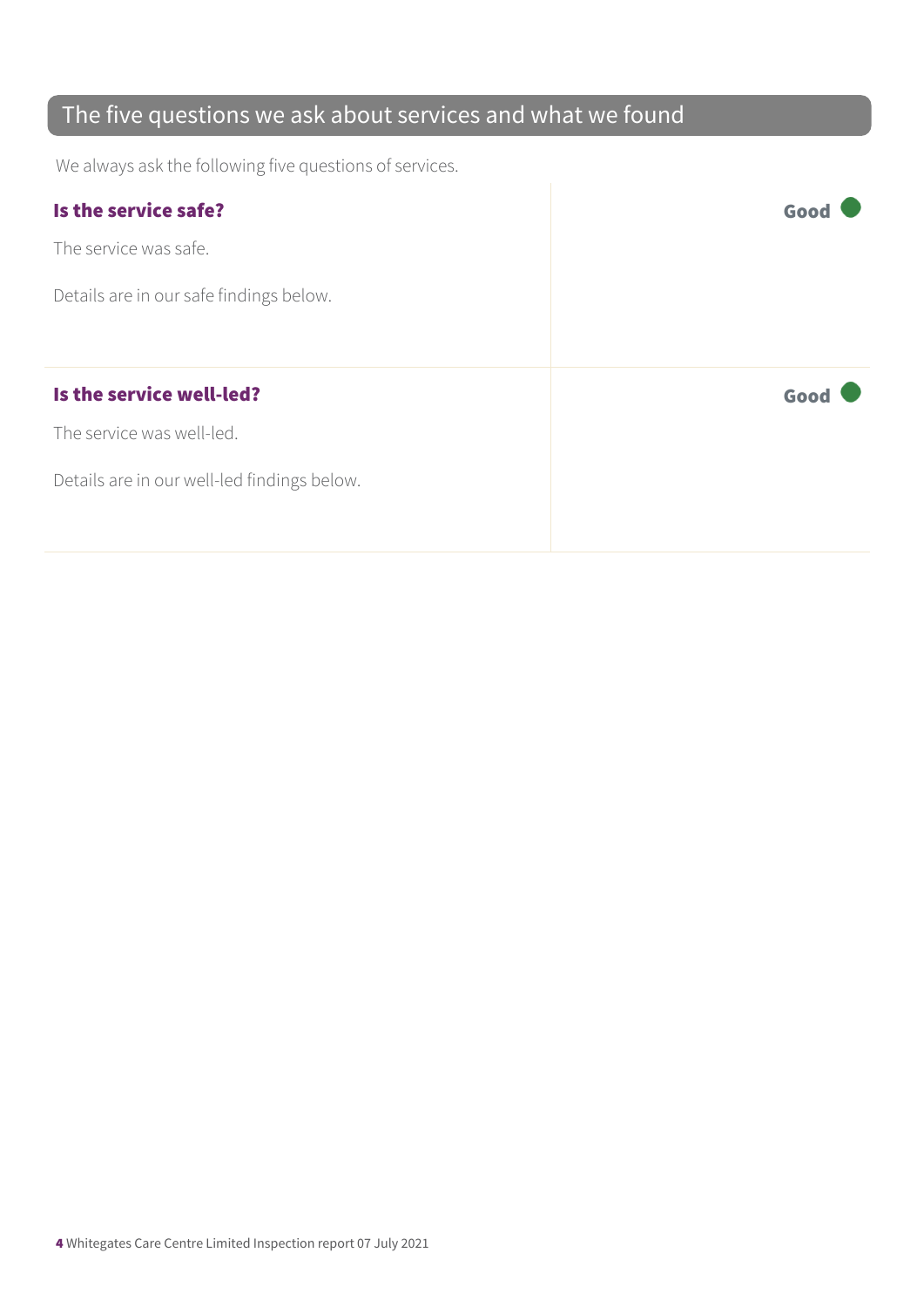## The five questions we ask about services and what we found

We always ask the following five questions of services.

| | |
|---|---|
| **Is the service safe?**<br><br>The service was safe.<br><br>Details are in our safe findings below. | **Good** ● |
| **Is the service well-led?**<br><br>The service was well-led.<br><br>Details are in our well-led findings below. | **Good** ● |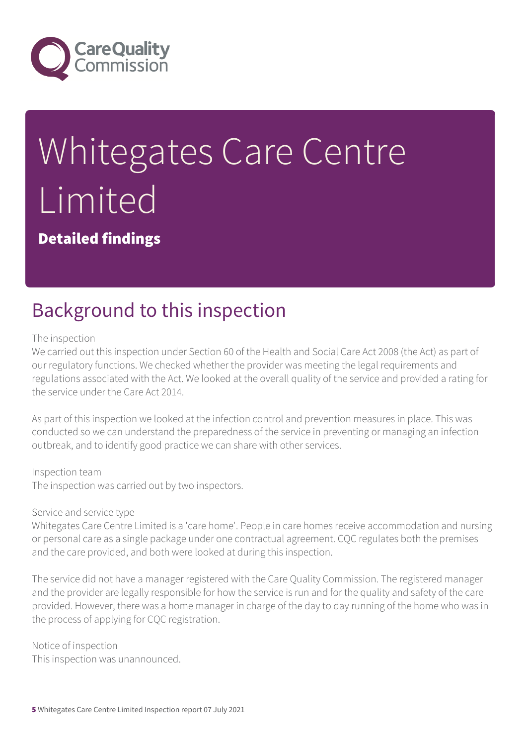# Whitegates Care Centre Limited

**Detailed findings**

## Background to this inspection

The inspection

We carried out this inspection under Section 60 of the Health and Social Care Act 2008 (the Act) as part of our regulatory functions. We checked whether the provider was meeting the legal requirements and regulations associated with the Act. We looked at the overall quality of the service and provided a rating for the service under the Care Act 2014.

As part of this inspection we looked at the infection control and prevention measures in place. This was conducted so we can understand the preparedness of the service in preventing or managing an infection outbreak, and to identify good practice we can share with other services.

Inspection team

The inspection was carried out by two inspectors.

Service and service type

Whitegates Care Centre Limited is a 'care home'. People in care homes receive accommodation and nursing or personal care as a single package under one contractual agreement. CQC regulates both the premises and the care provided, and both were looked at during this inspection.

The service did not have a manager registered with the Care Quality Commission. The registered manager and the provider are legally responsible for how the service is run and for the quality and safety of the care provided. However, there was a home manager in charge of the day to day running of the home who was in the process of applying for CQC registration.

Notice of inspection

This inspection was unannounced.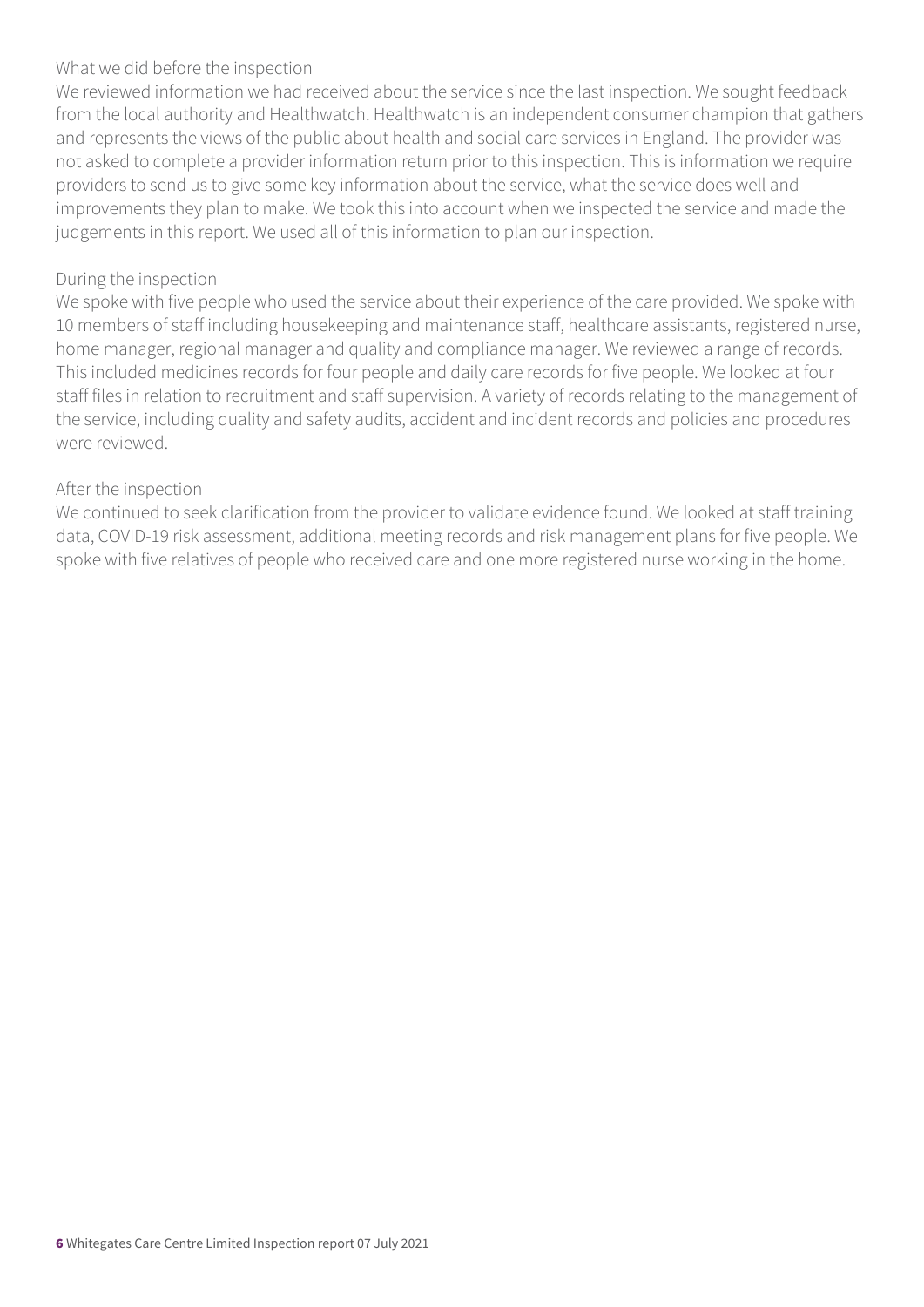What we did before the inspection

We reviewed information we had received about the service since the last inspection. We sought feedback from the local authority and Healthwatch. Healthwatch is an independent consumer champion that gathers and represents the views of the public about health and social care services in England. The provider was not asked to complete a provider information return prior to this inspection. This is information we require providers to send us to give some key information about the service, what the service does well and improvements they plan to make. We took this into account when we inspected the service and made the judgements in this report. We used all of this information to plan our inspection.

During the inspection

We spoke with five people who used the service about their experience of the care provided. We spoke with 10 members of staff including housekeeping and maintenance staff, healthcare assistants, registered nurse, home manager, regional manager and quality and compliance manager. We reviewed a range of records. This included medicines records for four people and daily care records for five people. We looked at four staff files in relation to recruitment and staff supervision. A variety of records relating to the management of the service, including quality and safety audits, accident and incident records and policies and procedures were reviewed.

After the inspection

We continued to seek clarification from the provider to validate evidence found. We looked at staff training data, COVID-19 risk assessment, additional meeting records and risk management plans for five people. We spoke with five relatives of people who received care and one more registered nurse working in the home.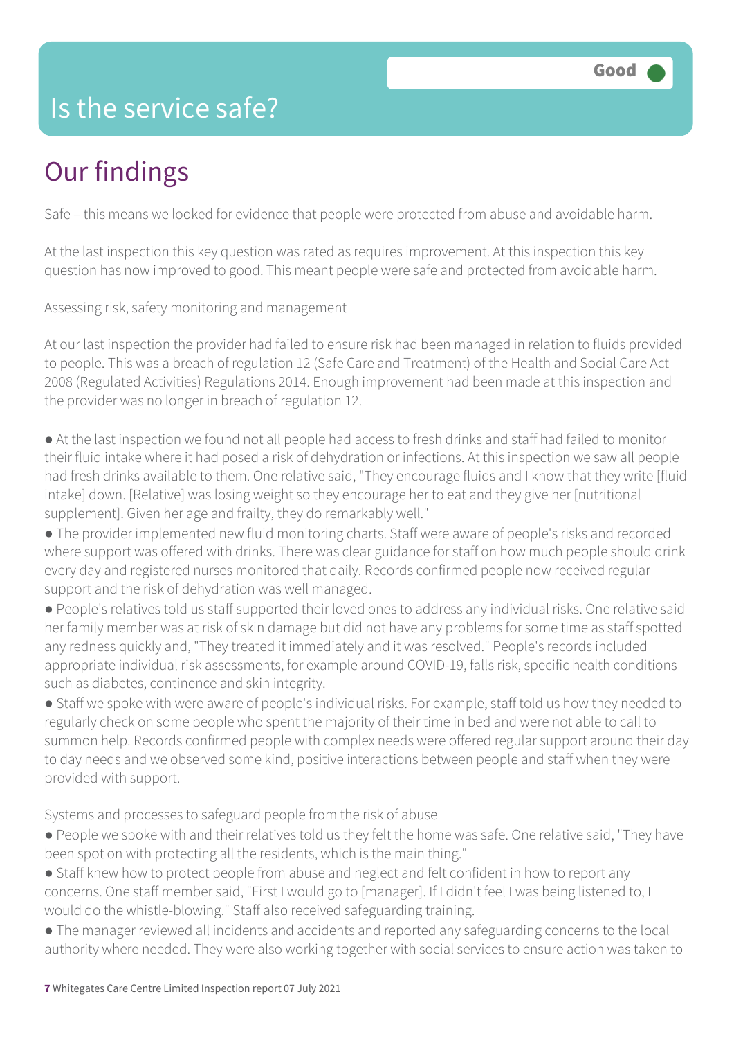# Is the service safe?

Good

## Our findings

Safe – this means we looked for evidence that people were protected from abuse and avoidable harm.

At the last inspection this key question was rated as requires improvement. At this inspection this key question has now improved to good. This meant people were safe and protected from avoidable harm.

Assessing risk, safety monitoring and management

At our last inspection the provider had failed to ensure risk had been managed in relation to fluids provided to people. This was a breach of regulation 12 (Safe Care and Treatment) of the Health and Social Care Act 2008 (Regulated Activities) Regulations 2014. Enough improvement had been made at this inspection and the provider was no longer in breach of regulation 12.

- At the last inspection we found not all people had access to fresh drinks and staff had failed to monitor their fluid intake where it had posed a risk of dehydration or infections. At this inspection we saw all people had fresh drinks available to them. One relative said, "They encourage fluids and I know that they write [fluid intake] down. [Relative] was losing weight so they encourage her to eat and they give her [nutritional supplement]. Given her age and frailty, they do remarkably well."
- The provider implemented new fluid monitoring charts. Staff were aware of people's risks and recorded where support was offered with drinks. There was clear guidance for staff on how much people should drink every day and registered nurses monitored that daily. Records confirmed people now received regular support and the risk of dehydration was well managed.
- People's relatives told us staff supported their loved ones to address any individual risks. One relative said her family member was at risk of skin damage but did not have any problems for some time as staff spotted any redness quickly and, "They treated it immediately and it was resolved." People's records included appropriate individual risk assessments, for example around COVID-19, falls risk, specific health conditions such as diabetes, continence and skin integrity.
- Staff we spoke with were aware of people's individual risks. For example, staff told us how they needed to regularly check on some people who spent the majority of their time in bed and were not able to call to summon help. Records confirmed people with complex needs were offered regular support around their day to day needs and we observed some kind, positive interactions between people and staff when they were provided with support.

Systems and processes to safeguard people from the risk of abuse

- People we spoke with and their relatives told us they felt the home was safe. One relative said, "They have been spot on with protecting all the residents, which is the main thing."
- Staff knew how to protect people from abuse and neglect and felt confident in how to report any concerns. One staff member said, "First I would go to [manager]. If I didn't feel I was being listened to, I would do the whistle-blowing." Staff also received safeguarding training.
- The manager reviewed all incidents and accidents and reported any safeguarding concerns to the local authority where needed. They were also working together with social services to ensure action was taken to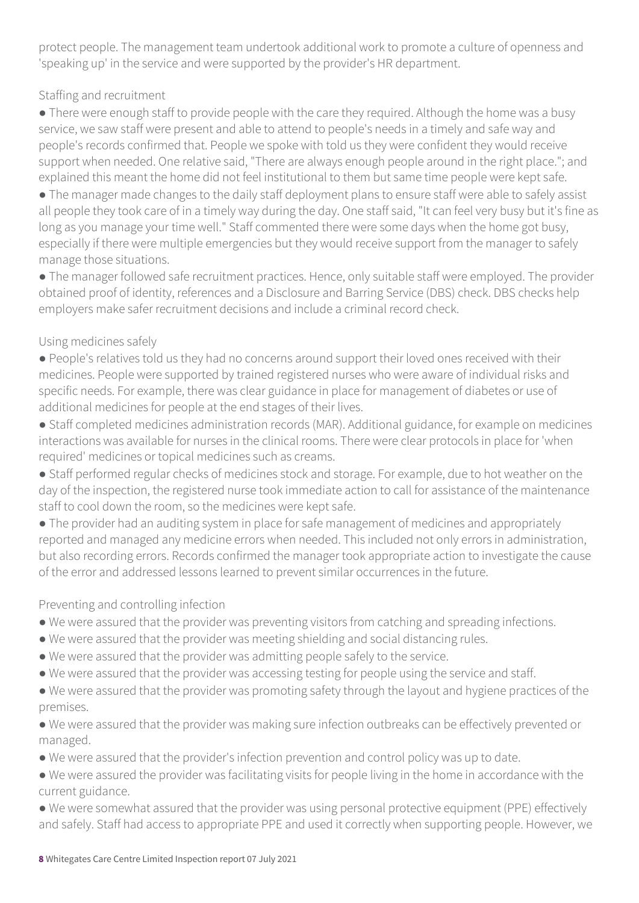protect people. The management team undertook additional work to promote a culture of openness and 'speaking up' in the service and were supported by the provider's HR department.

### Staffing and recruitment

- There were enough staff to provide people with the care they required. Although the home was a busy service, we saw staff were present and able to attend to people's needs in a timely and safe way and people's records confirmed that. People we spoke with told us they were confident they would receive support when needed. One relative said, "There are always enough people around in the right place."; and explained this meant the home did not feel institutional to them but same time people were kept safe.
- The manager made changes to the daily staff deployment plans to ensure staff were able to safely assist all people they took care of in a timely way during the day. One staff said, "It can feel very busy but it's fine as long as you manage your time well." Staff commented there were some days when the home got busy, especially if there were multiple emergencies but they would receive support from the manager to safely manage those situations.
- The manager followed safe recruitment practices. Hence, only suitable staff were employed. The provider obtained proof of identity, references and a Disclosure and Barring Service (DBS) check. DBS checks help employers make safer recruitment decisions and include a criminal record check.

### Using medicines safely

- People's relatives told us they had no concerns around support their loved ones received with their medicines. People were supported by trained registered nurses who were aware of individual risks and specific needs. For example, there was clear guidance in place for management of diabetes or use of additional medicines for people at the end stages of their lives.
- Staff completed medicines administration records (MAR). Additional guidance, for example on medicines interactions was available for nurses in the clinical rooms. There were clear protocols in place for 'when required' medicines or topical medicines such as creams.
- Staff performed regular checks of medicines stock and storage. For example, due to hot weather on the day of the inspection, the registered nurse took immediate action to call for assistance of the maintenance staff to cool down the room, so the medicines were kept safe.
- The provider had an auditing system in place for safe management of medicines and appropriately reported and managed any medicine errors when needed. This included not only errors in administration, but also recording errors. Records confirmed the manager took appropriate action to investigate the cause of the error and addressed lessons learned to prevent similar occurrences in the future.

### Preventing and controlling infection

- We were assured that the provider was preventing visitors from catching and spreading infections.
- We were assured that the provider was meeting shielding and social distancing rules.
- We were assured that the provider was admitting people safely to the service.
- We were assured that the provider was accessing testing for people using the service and staff.
- We were assured that the provider was promoting safety through the layout and hygiene practices of the premises.
- We were assured that the provider was making sure infection outbreaks can be effectively prevented or managed.
- We were assured that the provider's infection prevention and control policy was up to date.
- We were assured the provider was facilitating visits for people living in the home in accordance with the current guidance.
- We were somewhat assured that the provider was using personal protective equipment (PPE) effectively and safely. Staff had access to appropriate PPE and used it correctly when supporting people. However, we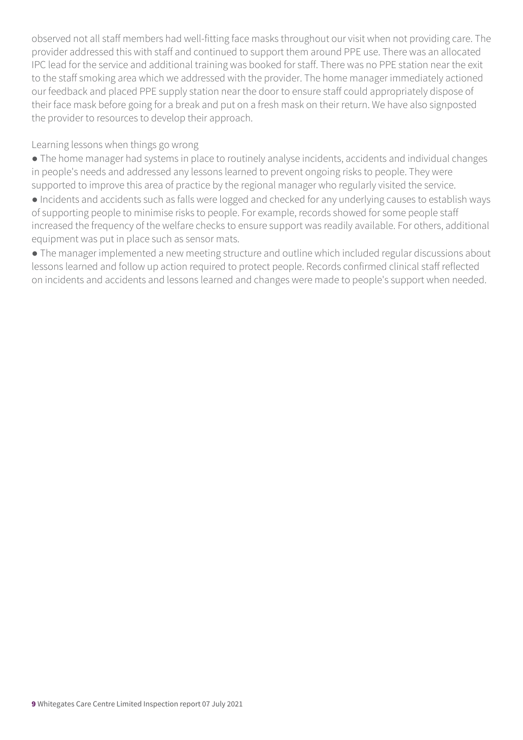observed not all staff members had well-fitting face masks throughout our visit when not providing care. The provider addressed this with staff and continued to support them around PPE use. There was an allocated IPC lead for the service and additional training was booked for staff. There was no PPE station near the exit to the staff smoking area which we addressed with the provider. The home manager immediately actioned our feedback and placed PPE supply station near the door to ensure staff could appropriately dispose of their face mask before going for a break and put on a fresh mask on their return. We have also signposted the provider to resources to develop their approach.

Learning lessons when things go wrong

- The home manager had systems in place to routinely analyse incidents, accidents and individual changes in people's needs and addressed any lessons learned to prevent ongoing risks to people. They were supported to improve this area of practice by the regional manager who regularly visited the service.
- Incidents and accidents such as falls were logged and checked for any underlying causes to establish ways of supporting people to minimise risks to people. For example, records showed for some people staff increased the frequency of the welfare checks to ensure support was readily available. For others, additional equipment was put in place such as sensor mats.
- The manager implemented a new meeting structure and outline which included regular discussions about lessons learned and follow up action required to protect people. Records confirmed clinical staff reflected on incidents and accidents and lessons learned and changes were made to people's support when needed.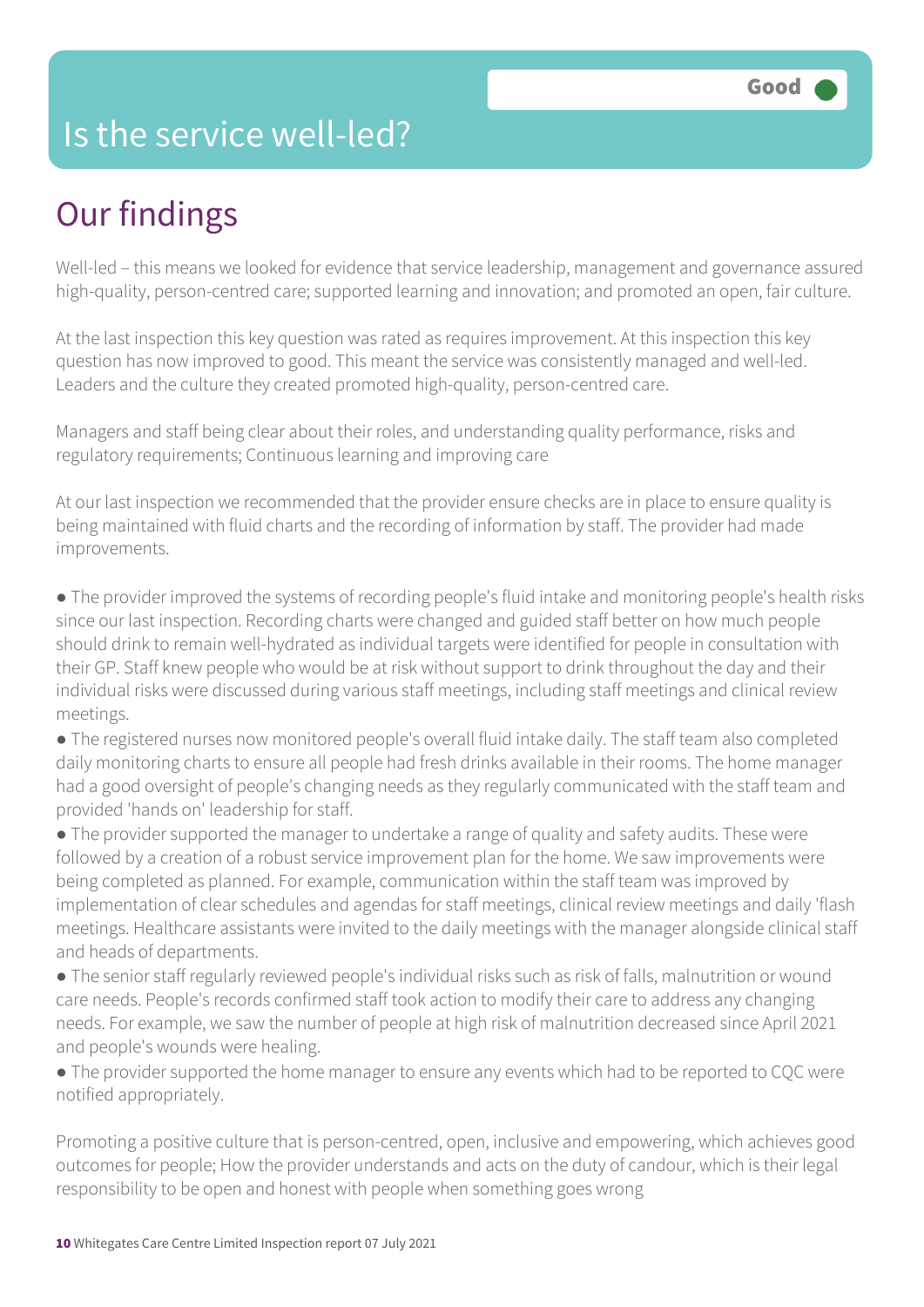# Is the service well-led?

**Good**

## Our findings

Well-led – this means we looked for evidence that service leadership, management and governance assured high-quality, person-centred care; supported learning and innovation; and promoted an open, fair culture.

At the last inspection this key question was rated as requires improvement. At this inspection this key question has now improved to good. This meant the service was consistently managed and well-led. Leaders and the culture they created promoted high-quality, person-centred care.

Managers and staff being clear about their roles, and understanding quality performance, risks and regulatory requirements; Continuous learning and improving care

At our last inspection we recommended that the provider ensure checks are in place to ensure quality is being maintained with fluid charts and the recording of information by staff. The provider had made improvements.

- The provider improved the systems of recording people's fluid intake and monitoring people's health risks since our last inspection. Recording charts were changed and guided staff better on how much people should drink to remain well-hydrated as individual targets were identified for people in consultation with their GP. Staff knew people who would be at risk without support to drink throughout the day and their individual risks were discussed during various staff meetings, including staff meetings and clinical review meetings.
- The registered nurses now monitored people's overall fluid intake daily. The staff team also completed daily monitoring charts to ensure all people had fresh drinks available in their rooms. The home manager had a good oversight of people's changing needs as they regularly communicated with the staff team and provided 'hands on' leadership for staff.
- The provider supported the manager to undertake a range of quality and safety audits. These were followed by a creation of a robust service improvement plan for the home. We saw improvements were being completed as planned. For example, communication within the staff team was improved by implementation of clear schedules and agendas for staff meetings, clinical review meetings and daily 'flash meetings. Healthcare assistants were invited to the daily meetings with the manager alongside clinical staff and heads of departments.
- The senior staff regularly reviewed people's individual risks such as risk of falls, malnutrition or wound care needs. People's records confirmed staff took action to modify their care to address any changing needs. For example, we saw the number of people at high risk of malnutrition decreased since April 2021 and people's wounds were healing.
- The provider supported the home manager to ensure any events which had to be reported to CQC were notified appropriately.

Promoting a positive culture that is person-centred, open, inclusive and empowering, which achieves good outcomes for people; How the provider understands and acts on the duty of candour, which is their legal responsibility to be open and honest with people when something goes wrong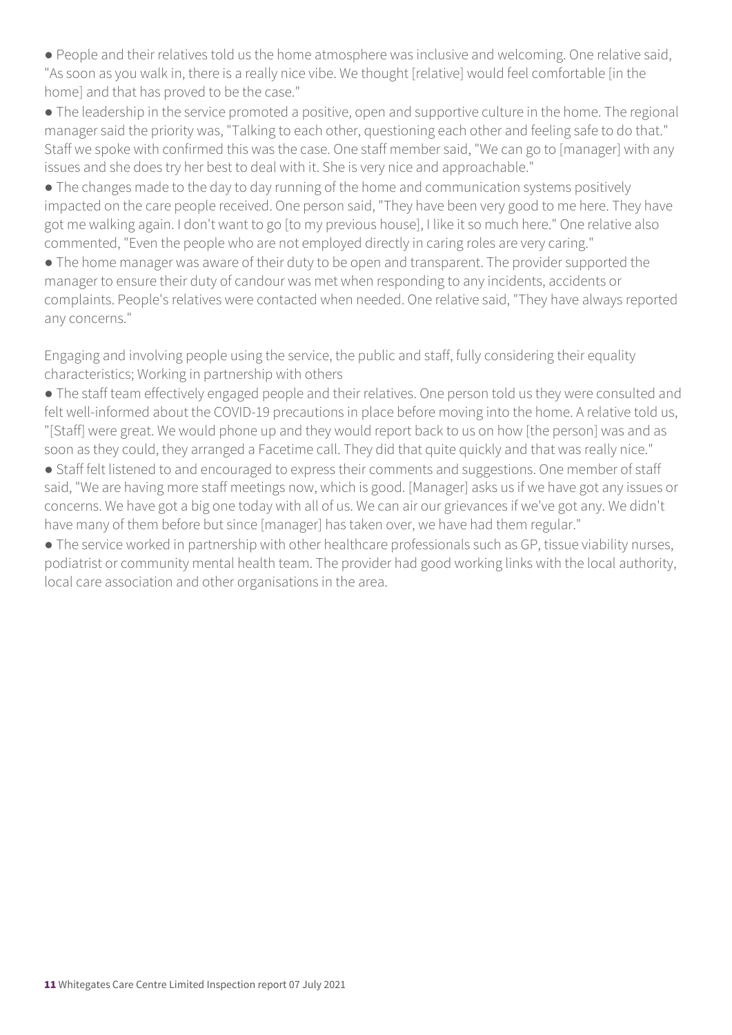- People and their relatives told us the home atmosphere was inclusive and welcoming. One relative said, "As soon as you walk in, there is a really nice vibe. We thought [relative] would feel comfortable [in the home] and that has proved to be the case."
- The leadership in the service promoted a positive, open and supportive culture in the home. The regional manager said the priority was, "Talking to each other, questioning each other and feeling safe to do that." Staff we spoke with confirmed this was the case. One staff member said, "We can go to [manager] with any issues and she does try her best to deal with it. She is very nice and approachable."
- The changes made to the day to day running of the home and communication systems positively impacted on the care people received. One person said, "They have been very good to me here. They have got me walking again. I don't want to go [to my previous house], I like it so much here." One relative also commented, "Even the people who are not employed directly in caring roles are very caring."
- The home manager was aware of their duty to be open and transparent. The provider supported the manager to ensure their duty of candour was met when responding to any incidents, accidents or complaints. People's relatives were contacted when needed. One relative said, "They have always reported any concerns."

Engaging and involving people using the service, the public and staff, fully considering their equality characteristics; Working in partnership with others

- The staff team effectively engaged people and their relatives. One person told us they were consulted and felt well-informed about the COVID-19 precautions in place before moving into the home. A relative told us, "[Staff] were great. We would phone up and they would report back to us on how [the person] was and as soon as they could, they arranged a Facetime call. They did that quite quickly and that was really nice."
- Staff felt listened to and encouraged to express their comments and suggestions. One member of staff said, "We are having more staff meetings now, which is good. [Manager] asks us if we have got any issues or concerns. We have got a big one today with all of us. We can air our grievances if we've got any. We didn't have many of them before but since [manager] has taken over, we have had them regular."
- The service worked in partnership with other healthcare professionals such as GP, tissue viability nurses, podiatrist or community mental health team. The provider had good working links with the local authority, local care association and other organisations in the area.